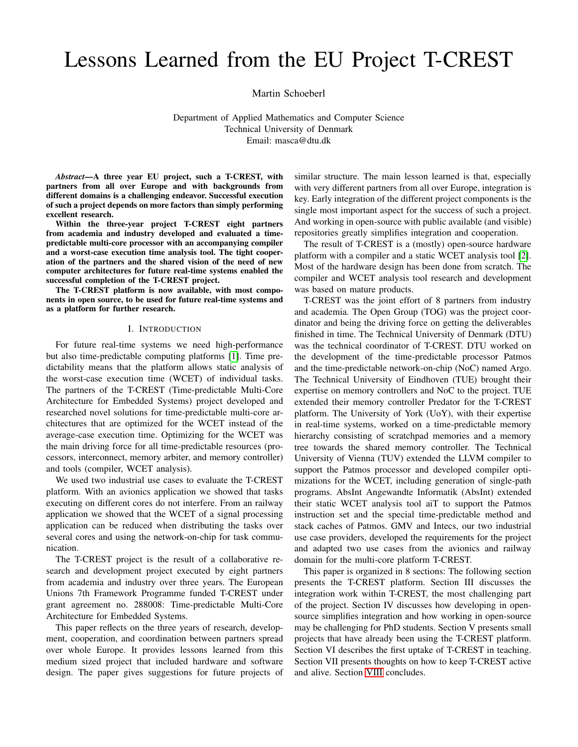# Lessons Learned from the EU Project T-CREST

Martin Schoeberl

Department of Applied Mathematics and Computer Science
Technical University of Denmark
Email: masca@dtu.dk

***Abstract*—A three year EU project, such a T-CREST, with partners from all over Europe and with backgrounds from different domains is a challenging endeavor. Successful execution of such a project depends on more factors than simply performing excellent research.**

**Within the three-year project T-CREST eight partners from academia and industry developed and evaluated a time-predictable multi-core processor with an accompanying compiler and a worst-case execution time analysis tool. The tight cooperation of the partners and the shared vision of the need of new computer architectures for future real-time systems enabled the successful completion of the T-CREST project.**

**The T-CREST platform is now available, with most components in open source, to be used for future real-time systems and as a platform for further research.**

## I. Introduction

For future real-time systems we need high-performance but also time-predictable computing platforms [1]. Time predictability means that the platform allows static analysis of the worst-case execution time (WCET) of individual tasks. The partners of the T-CREST (Time-predictable Multi-Core Architecture for Embedded Systems) project developed and researched novel solutions for time-predictable multi-core architectures that are optimized for the WCET instead of the average-case execution time. Optimizing for the WCET was the main driving force for all time-predictable resources (processors, interconnect, memory arbiter, and memory controller) and tools (compiler, WCET analysis).

We used two industrial use cases to evaluate the T-CREST platform. With an avionics application we showed that tasks executing on different cores do not interfere. From an railway application we showed that the WCET of a signal processing application can be reduced when distributing the tasks over several cores and using the network-on-chip for task communication.

The T-CREST project is the result of a collaborative research and development project executed by eight partners from academia and industry over three years. The European Unions 7th Framework Programme funded T-CREST under grant agreement no. 288008: Time-predictable Multi-Core Architecture for Embedded Systems.

This paper reflects on the three years of research, development, cooperation, and coordination between partners spread over whole Europe. It provides lessons learned from this medium sized project that included hardware and software design. The paper gives suggestions for future projects of similar structure. The main lesson learned is that, especially with very different partners from all over Europe, integration is key. Early integration of the different project components is the single most important aspect for the success of such a project. And working in open-source with public available (and visible) repositories greatly simplifies integration and cooperation.

The result of T-CREST is a (mostly) open-source hardware platform with a compiler and a static WCET analysis tool [2]. Most of the hardware design has been done from scratch. The compiler and WCET analysis tool research and development was based on mature products.

T-CREST was the joint effort of 8 partners from industry and academia. The Open Group (TOG) was the project coordinator and being the driving force on getting the deliverables finished in time. The Technical University of Denmark (DTU) was the technical coordinator of T-CREST. DTU worked on the development of the time-predictable processor Patmos and the time-predictable network-on-chip (NoC) named Argo. The Technical University of Eindhoven (TUE) brought their expertise on memory controllers and NoC to the project. TUE extended their memory controller Predator for the T-CREST platform. The University of York (UoY), with their expertise in real-time systems, worked on a time-predictable memory hierarchy consisting of scratchpad memories and a memory tree towards the shared memory controller. The Technical University of Vienna (TUV) extended the LLVM compiler to support the Patmos processor and developed compiler optimizations for the WCET, including generation of single-path programs. AbsInt Angewandte Informatik (AbsInt) extended their static WCET analysis tool aiT to support the Patmos instruction set and the special time-predictable method and stack caches of Patmos. GMV and Intecs, our two industrial use case providers, developed the requirements for the project and adapted two use cases from the avionics and railway domain for the multi-core platform T-CREST.

This paper is organized in 8 sections: The following section presents the T-CREST platform. Section III discusses the integration work within T-CREST, the most challenging part of the project. Section IV discusses how developing in open-source simplifies integration and how working in open-source may be challenging for PhD students. Section V presents small projects that have already been using the T-CREST platform. Section VI describes the first uptake of T-CREST in teaching. Section VII presents thoughts on how to keep T-CREST active and alive. Section VIII concludes.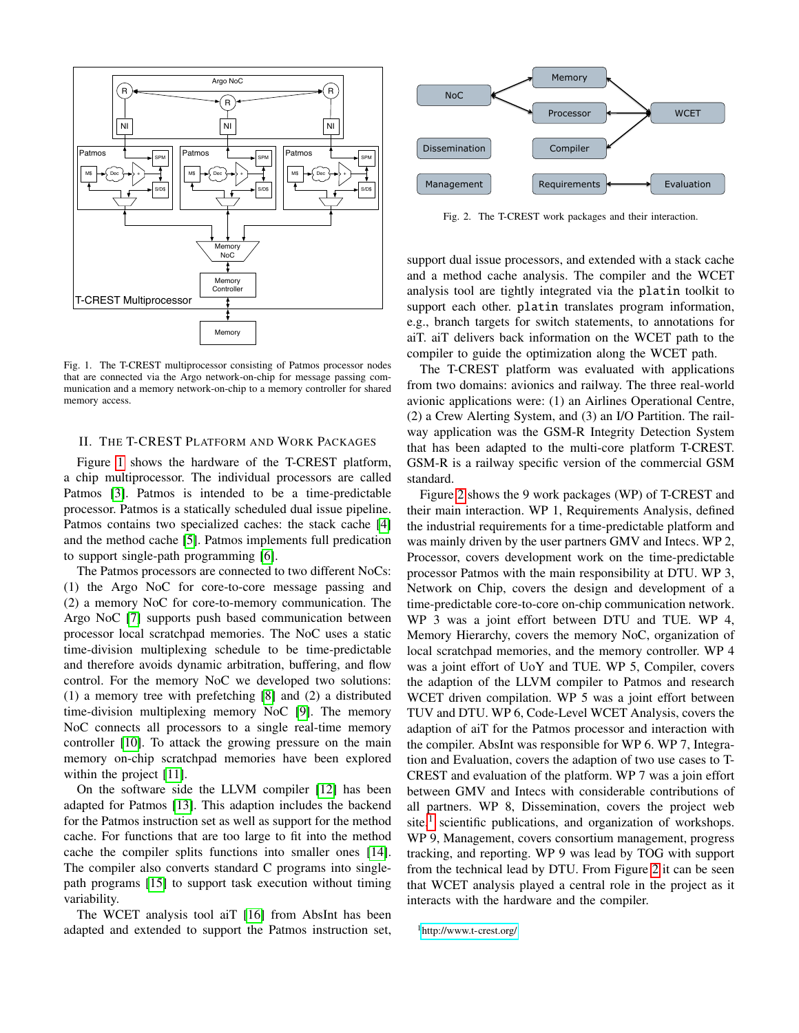Fig. 1. The T-CREST multiprocessor consisting of Patmos processor nodes that are connected via the Argo network-on-chip for message passing communication and a memory network-on-chip to a memory controller for shared memory access.

## II. The T-CREST Platform and Work Packages

Figure 1 shows the hardware of the T-CREST platform, a chip multiprocessor. The individual processors are called Patmos [3]. Patmos is intended to be a time-predictable processor. Patmos is a statically scheduled dual issue pipeline. Patmos contains two specialized caches: the stack cache [4] and the method cache [5]. Patmos implements full predication to support single-path programming [6].

The Patmos processors are connected to two different NoCs: (1) the Argo NoC for core-to-core message passing and (2) a memory NoC for core-to-memory communication. The Argo NoC [7] supports push based communication between processor local scratchpad memories. The NoC uses a static time-division multiplexing schedule to be time-predictable and therefore avoids dynamic arbitration, buffering, and flow control. For the memory NoC we developed two solutions: (1) a memory tree with prefetching [8] and (2) a distributed time-division multiplexing memory NoC [9]. The memory NoC connects all processors to a single real-time memory controller [10]. To attack the growing pressure on the main memory on-chip scratchpad memories have been explored within the project [11].

On the software side the LLVM compiler [12] has been adapted for Patmos [13]. This adaption includes the backend for the Patmos instruction set as well as support for the method cache. For functions that are too large to fit into the method cache the compiler splits functions into smaller ones [14]. The compiler also converts standard C programs into single-path programs [15] to support task execution without timing variability.

The WCET analysis tool aiT [16] from AbsInt has been adapted and extended to support the Patmos instruction set, support dual issue processors, and extended with a stack cache and a method cache analysis. The compiler and the WCET analysis tool are tightly integrated via the `platin` toolkit to support each other. `platin` translates program information, e.g., branch targets for switch statements, to annotations for aiT. aiT delivers back information on the WCET path to the compiler to guide the optimization along the WCET path.

The T-CREST platform was evaluated with applications from two domains: avionics and railway. The three real-world avionic applications were: (1) an Airlines Operational Centre, (2) a Crew Alerting System, and (3) an I/O Partition. The railway application was the GSM-R Integrity Detection System that has been adapted to the multi-core platform T-CREST. GSM-R is a railway specific version of the commercial GSM standard.

Fig. 2. The T-CREST work packages and their interaction.

Figure 2 shows the 9 work packages (WP) of T-CREST and their main interaction. WP 1, Requirements Analysis, defined the industrial requirements for a time-predictable platform and was mainly driven by the user partners GMV and Intecs. WP 2, Processor, covers development work on the time-predictable processor Patmos with the main responsibility at DTU. WP 3, Network on Chip, covers the design and development of a time-predictable core-to-core on-chip communication network. WP 3 was a joint effort between DTU and TUE. WP 4, Memory Hierarchy, covers the memory NoC, organization of local scratchpad memories, and the memory controller. WP 4 was a joint effort of UoY and TUE. WP 5, Compiler, covers the adaption of the LLVM compiler to Patmos and research WCET driven compilation. WP 5 was a joint effort between TUV and DTU. WP 6, Code-Level WCET Analysis, covers the adaption of aiT for the Patmos processor and interaction with the compiler. AbsInt was responsible for WP 6. WP 7, Integration and Evaluation, covers the adaption of two use cases to T-CREST and evaluation of the platform. WP 7 was a join effort between GMV and Intecs with considerable contributions of all partners. WP 8, Dissemination, covers the project web site,[1] scientific publications, and organization of workshops. WP 9, Management, covers consortium management, progress tracking, and reporting. WP 9 was lead by TOG with support from the technical lead by DTU. From Figure 2 it can be seen that WCET analysis played a central role in the project as it interacts with the hardware and the compiler.

[1] http://www.t-crest.org/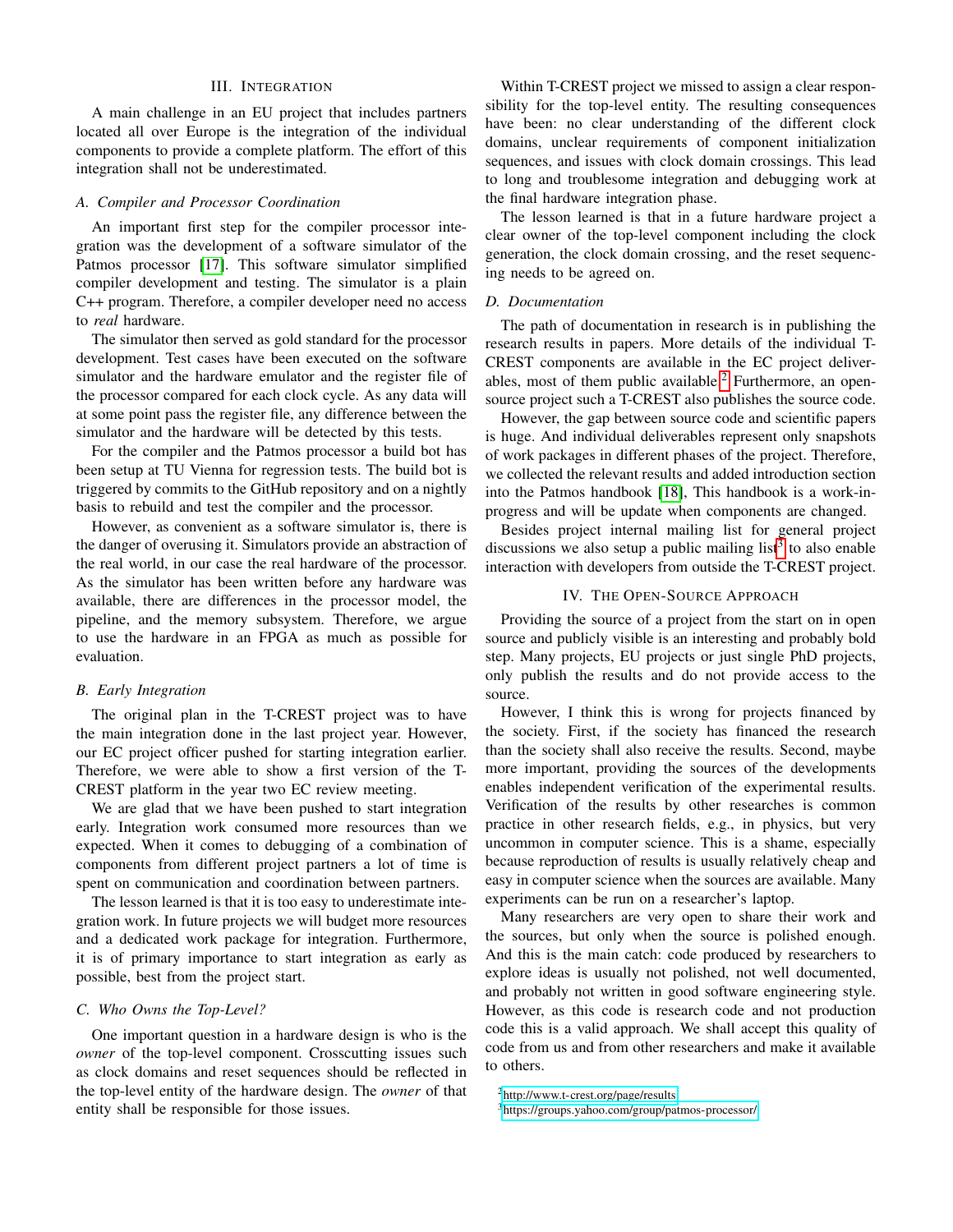## III. Integration

A main challenge in an EU project that includes partners located all over Europe is the integration of the individual components to provide a complete platform. The effort of this integration shall not be underestimated.

### A. Compiler and Processor Coordination

An important first step for the compiler processor integration was the development of a software simulator of the Patmos processor [17]. This software simulator simplified compiler development and testing. The simulator is a plain C++ program. Therefore, a compiler developer need no access to *real* hardware.

The simulator then served as gold standard for the processor development. Test cases have been executed on the software simulator and the hardware emulator and the register file of the processor compared for each clock cycle. As any data will at some point pass the register file, any difference between the simulator and the hardware will be detected by this tests.

For the compiler and the Patmos processor a build bot has been setup at TU Vienna for regression tests. The build bot is triggered by commits to the GitHub repository and on a nightly basis to rebuild and test the compiler and the processor.

However, as convenient as a software simulator is, there is the danger of overusing it. Simulators provide an abstraction of the real world, in our case the real hardware of the processor. As the simulator has been written before any hardware was available, there are differences in the processor model, the pipeline, and the memory subsystem. Therefore, we argue to use the hardware in an FPGA as much as possible for evaluation.

### B. Early Integration

The original plan in the T-CREST project was to have the main integration done in the last project year. However, our EC project officer pushed for starting integration earlier. Therefore, we were able to show a first version of the T-CREST platform in the year two EC review meeting.

We are glad that we have been pushed to start integration early. Integration work consumed more resources than we expected. When it comes to debugging of a combination of components from different project partners a lot of time is spent on communication and coordination between partners.

The lesson learned is that it is too easy to underestimate integration work. In future projects we will budget more resources and a dedicated work package for integration. Furthermore, it is of primary importance to start integration as early as possible, best from the project start.

### C. Who Owns the Top-Level?

One important question in a hardware design is who is the *owner* of the top-level component. Crosscutting issues such as clock domains and reset sequences should be reflected in the top-level entity of the hardware design. The *owner* of that entity shall be responsible for those issues.

Within T-CREST project we missed to assign a clear responsibility for the top-level entity. The resulting consequences have been: no clear understanding of the different clock domains, unclear requirements of component initialization sequences, and issues with clock domain crossings. This lead to long and troublesome integration and debugging work at the final hardware integration phase.

The lesson learned is that in a future hardware project a clear owner of the top-level component including the clock generation, the clock domain crossing, and the reset sequencing needs to be agreed on.

### D. Documentation

The path of documentation in research is in publishing the research results in papers. More details of the individual T-CREST components are available in the EC project deliverables, most of them public available.[2] Furthermore, an open-source project such a T-CREST also publishes the source code.

However, the gap between source code and scientific papers is huge. And individual deliverables represent only snapshots of work packages in different phases of the project. Therefore, we collected the relevant results and added introduction section into the Patmos handbook [18], This handbook is a work-in-progress and will be update when components are changed.

Besides project internal mailing list for general project discussions we also setup a public mailing list[3] to also enable interaction with developers from outside the T-CREST project.

## IV. The Open-Source Approach

Providing the source of a project from the start on in open source and publicly visible is an interesting and probably bold step. Many projects, EU projects or just single PhD projects, only publish the results and do not provide access to the source.

However, I think this is wrong for projects financed by the society. First, if the society has financed the research than the society shall also receive the results. Second, maybe more important, providing the sources of the developments enables independent verification of the experimental results. Verification of the results by other researches is common practice in other research fields, e.g., in physics, but very uncommon in computer science. This is a shame, especially because reproduction of results is usually relatively cheap and easy in computer science when the sources are available. Many experiments can be run on a researcher's laptop.

Many researchers are very open to share their work and the sources, but only when the source is polished enough. And this is the main catch: code produced by researchers to explore ideas is usually not polished, not well documented, and probably not written in good software engineering style. However, as this code is research code and not production code this is a valid approach. We shall accept this quality of code from us and from other researchers and make it available to others.

[2] http://www.t-crest.org/page/results

[3] https://groups.yahoo.com/group/patmos-processor/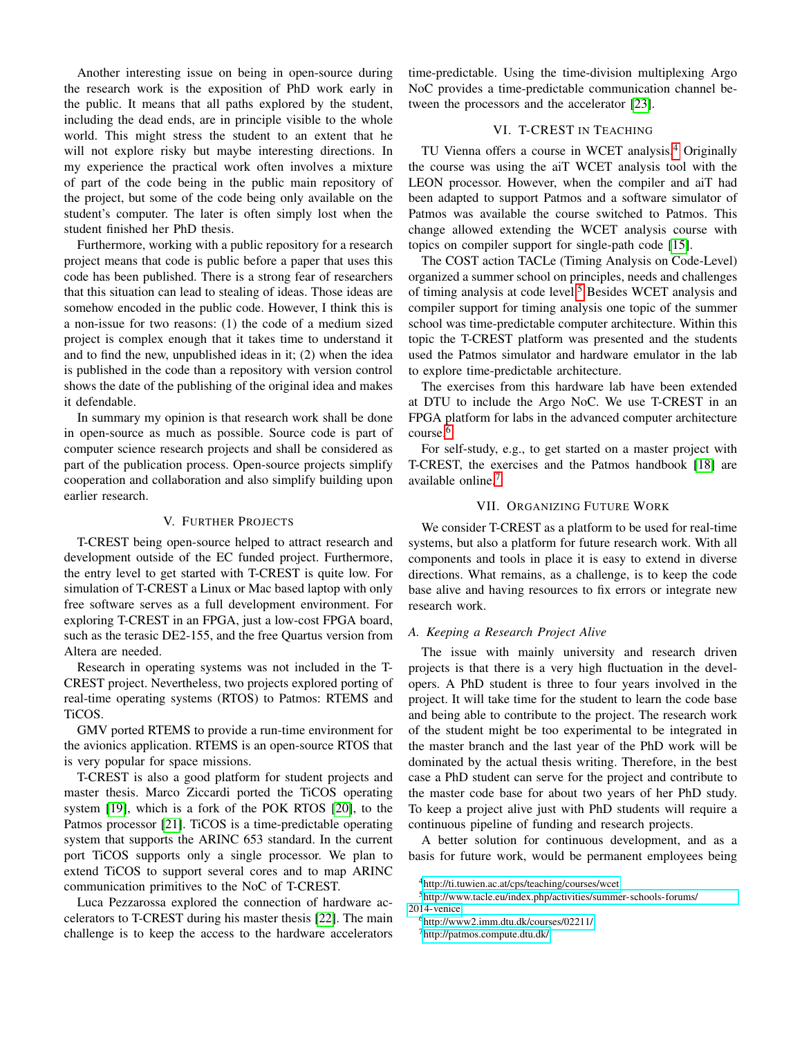Another interesting issue on being in open-source during the research work is the exposition of PhD work early in the public. It means that all paths explored by the student, including the dead ends, are in principle visible to the whole world. This might stress the student to an extent that he will not explore risky but maybe interesting directions. In my experience the practical work often involves a mixture of part of the code being in the public main repository of the project, but some of the code being only available on the student's computer. The later is often simply lost when the student finished her PhD thesis.

Furthermore, working with a public repository for a research project means that code is public before a paper that uses this code has been published. There is a strong fear of researchers that this situation can lead to stealing of ideas. Those ideas are somehow encoded in the public code. However, I think this is a non-issue for two reasons: (1) the code of a medium sized project is complex enough that it takes time to understand it and to find the new, unpublished ideas in it; (2) when the idea is published in the code than a repository with version control shows the date of the publishing of the original idea and makes it defendable.

In summary my opinion is that research work shall be done in open-source as much as possible. Source code is part of computer science research projects and shall be considered as part of the publication process. Open-source projects simplify cooperation and collaboration and also simplify building upon earlier research.

## V. Further Projects

T-CREST being open-source helped to attract research and development outside of the EC funded project. Furthermore, the entry level to get started with T-CREST is quite low. For simulation of T-CREST a Linux or Mac based laptop with only free software serves as a full development environment. For exploring T-CREST in an FPGA, just a low-cost FPGA board, such as the terasic DE2-155, and the free Quartus version from Altera are needed.

Research in operating systems was not included in the T-CREST project. Nevertheless, two projects explored porting of real-time operating systems (RTOS) to Patmos: RTEMS and TiCOS.

GMV ported RTEMS to provide a run-time environment for the avionics application. RTEMS is an open-source RTOS that is very popular for space missions.

T-CREST is also a good platform for student projects and master thesis. Marco Ziccardi ported the TiCOS operating system [19], which is a fork of the POK RTOS [20], to the Patmos processor [21]. TiCOS is a time-predictable operating system that supports the ARINC 653 standard. In the current port TiCOS supports only a single processor. We plan to extend TiCOS to support several cores and to map ARINC communication primitives to the NoC of T-CREST.

Luca Pezzarossa explored the connection of hardware accelerators to T-CREST during his master thesis [22]. The main challenge is to keep the access to the hardware accelerators time-predictable. Using the time-division multiplexing Argo NoC provides a time-predictable communication channel between the processors and the accelerator [23].

## VI. T-CREST in Teaching

TU Vienna offers a course in WCET analysis.[4] Originally the course was using the aiT WCET analysis tool with the LEON processor. However, when the compiler and aiT had been adapted to support Patmos and a software simulator of Patmos was available the course switched to Patmos. This change allowed extending the WCET analysis course with topics on compiler support for single-path code [15].

The COST action TACLe (Timing Analysis on Code-Level) organized a summer school on principles, needs and challenges of timing analysis at code level.[5] Besides WCET analysis and compiler support for timing analysis one topic of the summer school was time-predictable computer architecture. Within this topic the T-CREST platform was presented and the students used the Patmos simulator and hardware emulator in the lab to explore time-predictable architecture.

The exercises from this hardware lab have been extended at DTU to include the Argo NoC. We use T-CREST in an FPGA platform for labs in the advanced computer architecture course.[6]

For self-study, e.g., to get started on a master project with T-CREST, the exercises and the Patmos handbook [18] are available online.[7]

## VII. Organizing Future Work

We consider T-CREST as a platform to be used for real-time systems, but also a platform for future research work. With all components and tools in place it is easy to extend in diverse directions. What remains, as a challenge, is to keep the code base alive and having resources to fix errors or integrate new research work.

### A. Keeping a Research Project Alive

The issue with mainly university and research driven projects is that there is a very high fluctuation in the developers. A PhD student is three to four years involved in the project. It will take time for the student to learn the code base and being able to contribute to the project. The research work of the student might be too experimental to be integrated in the master branch and the last year of the PhD work will be dominated by the actual thesis writing. Therefore, in the best case a PhD student can serve for the project and contribute to the master code base for about two years of her PhD study. To keep a project alive just with PhD students will require a continuous pipeline of funding and research projects.

A better solution for continuous development, and as a basis for future work, would be permanent employees being

[4] http://ti.tuwien.ac.at/cps/teaching/courses/wcet

[5] http://www.tacle.eu/index.php/activities/summer-schools-forums/2014-venice

[6] http://www2.imm.dtu.dk/courses/02211/

[7] http://patmos.compute.dtu.dk/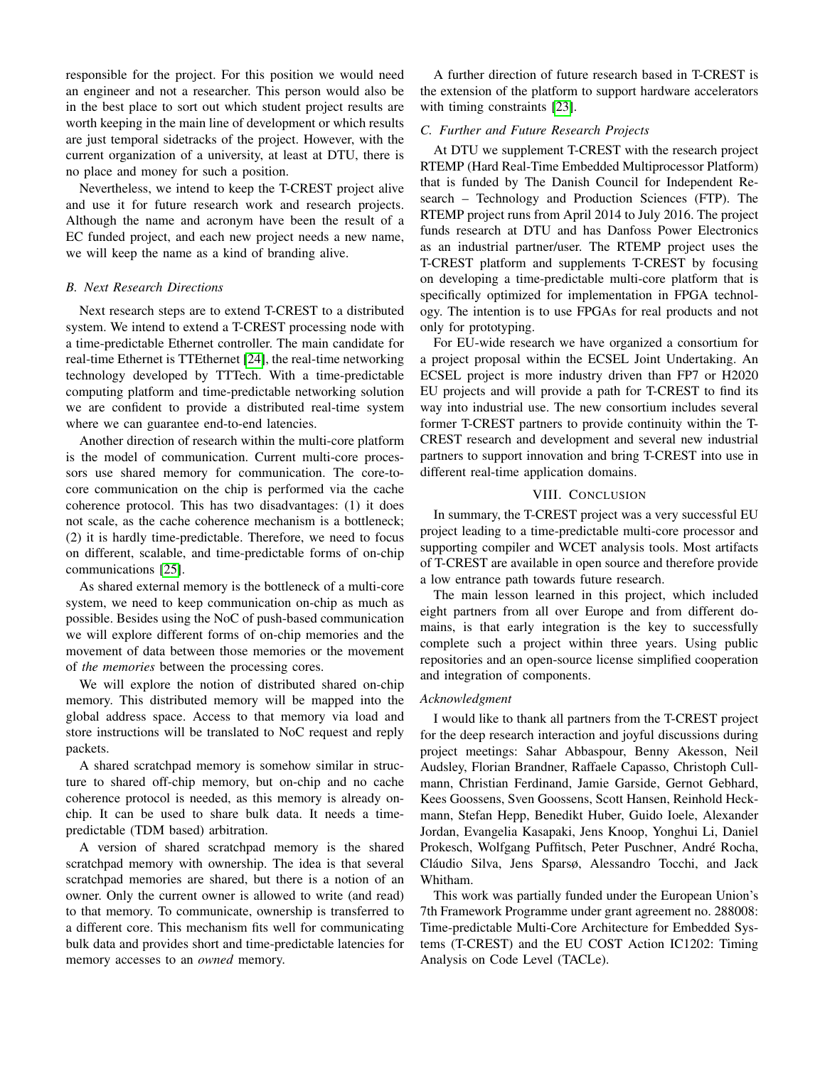responsible for the project. For this position we would need an engineer and not a researcher. This person would also be in the best place to sort out which student project results are worth keeping in the main line of development or which results are just temporal sidetracks of the project. However, with the current organization of a university, at least at DTU, there is no place and money for such a position.

Nevertheless, we intend to keep the T-CREST project alive and use it for future research work and research projects. Although the name and acronym have been the result of a EC funded project, and each new project needs a new name, we will keep the name as a kind of branding alive.

### *B. Next Research Directions*

Next research steps are to extend T-CREST to a distributed system. We intend to extend a T-CREST processing node with a time-predictable Ethernet controller. The main candidate for real-time Ethernet is TTEthernet [24], the real-time networking technology developed by TTTech. With a time-predictable computing platform and time-predictable networking solution we are confident to provide a distributed real-time system where we can guarantee end-to-end latencies.

Another direction of research within the multi-core platform is the model of communication. Current multi-core processors use shared memory for communication. The core-to-core communication on the chip is performed via the cache coherence protocol. This has two disadvantages: (1) it does not scale, as the cache coherence mechanism is a bottleneck; (2) it is hardly time-predictable. Therefore, we need to focus on different, scalable, and time-predictable forms of on-chip communications [25].

As shared external memory is the bottleneck of a multi-core system, we need to keep communication on-chip as much as possible. Besides using the NoC of push-based communication we will explore different forms of on-chip memories and the movement of data between those memories or the movement of *the memories* between the processing cores.

We will explore the notion of distributed shared on-chip memory. This distributed memory will be mapped into the global address space. Access to that memory via load and store instructions will be translated to NoC request and reply packets.

A shared scratchpad memory is somehow similar in structure to shared off-chip memory, but on-chip and no cache coherence protocol is needed, as this memory is already on-chip. It can be used to share bulk data. It needs a time-predictable (TDM based) arbitration.

A version of shared scratchpad memory is the shared scratchpad memory with ownership. The idea is that several scratchpad memories are shared, but there is a notion of an owner. Only the current owner is allowed to write (and read) to that memory. To communicate, ownership is transferred to a different core. This mechanism fits well for communicating bulk data and provides short and time-predictable latencies for memory accesses to an *owned* memory.

A further direction of future research based in T-CREST is the extension of the platform to support hardware accelerators with timing constraints [23].

### *C. Further and Future Research Projects*

At DTU we supplement T-CREST with the research project RTEMP (Hard Real-Time Embedded Multiprocessor Platform) that is funded by The Danish Council for Independent Research – Technology and Production Sciences (FTP). The RTEMP project runs from April 2014 to July 2016. The project funds research at DTU and has Danfoss Power Electronics as an industrial partner/user. The RTEMP project uses the T-CREST platform and supplements T-CREST by focusing on developing a time-predictable multi-core platform that is specifically optimized for implementation in FPGA technology. The intention is to use FPGAs for real products and not only for prototyping.

For EU-wide research we have organized a consortium for a project proposal within the ECSEL Joint Undertaking. An ECSEL project is more industry driven than FP7 or H2020 EU projects and will provide a path for T-CREST to find its way into industrial use. The new consortium includes several former T-CREST partners to provide continuity within the T-CREST research and development and several new industrial partners to support innovation and bring T-CREST into use in different real-time application domains.

## VIII. Conclusion

In summary, the T-CREST project was a very successful EU project leading to a time-predictable multi-core processor and supporting compiler and WCET analysis tools. Most artifacts of T-CREST are available in open source and therefore provide a low entrance path towards future research.

The main lesson learned in this project, which included eight partners from all over Europe and from different domains, is that early integration is the key to successfully complete such a project within three years. Using public repositories and an open-source license simplified cooperation and integration of components.

### *Acknowledgment*

I would like to thank all partners from the T-CREST project for the deep research interaction and joyful discussions during project meetings: Sahar Abbaspour, Benny Akesson, Neil Audsley, Florian Brandner, Raffaele Capasso, Christoph Cullmann, Christian Ferdinand, Jamie Garside, Gernot Gebhard, Kees Goossens, Sven Goossens, Scott Hansen, Reinhold Heckmann, Stefan Hepp, Benedikt Huber, Guido Ioele, Alexander Jordan, Evangelia Kasapaki, Jens Knoop, Yonghui Li, Daniel Prokesch, Wolfgang Puffitsch, Peter Puschner, André Rocha, Cláudio Silva, Jens Sparsø, Alessandro Tocchi, and Jack Whitham.

This work was partially funded under the European Union's 7th Framework Programme under grant agreement no. 288008: Time-predictable Multi-Core Architecture for Embedded Systems (T-CREST) and the EU COST Action IC1202: Timing Analysis on Code Level (TACLe).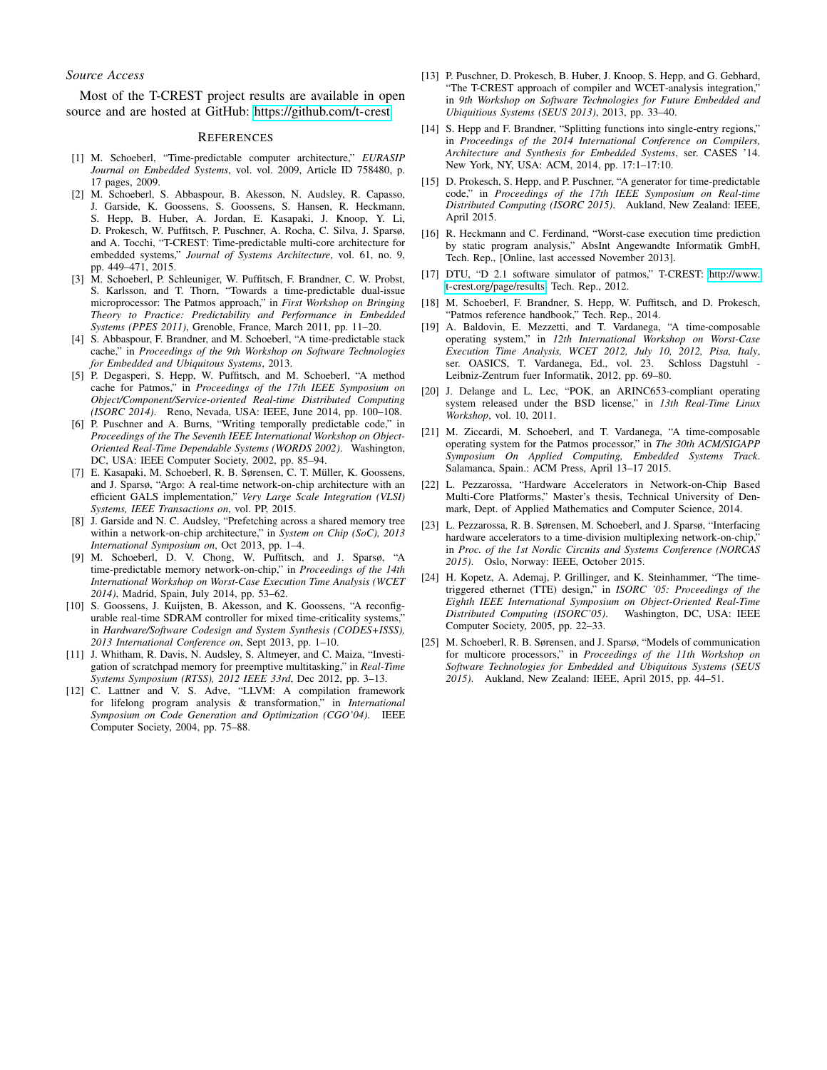### *Source Access*

Most of the T-CREST project results are available in open source and are hosted at GitHub: https://github.com/t-crest

## References

[1] M. Schoeberl, "Time-predictable computer architecture," *EURASIP Journal on Embedded Systems*, vol. vol. 2009, Article ID 758480, p. 17 pages, 2009.

[2] M. Schoeberl, S. Abbaspour, B. Akesson, N. Audsley, R. Capasso, J. Garside, K. Goossens, S. Goossens, S. Hansen, R. Heckmann, S. Hepp, B. Huber, A. Jordan, E. Kasapaki, J. Knoop, Y. Li, D. Prokesch, W. Puffitsch, P. Puschner, A. Rocha, C. Silva, J. Sparsø, and A. Tocchi, "T-CREST: Time-predictable multi-core architecture for embedded systems," *Journal of Systems Architecture*, vol. 61, no. 9, pp. 449–471, 2015.

[3] M. Schoeberl, P. Schleuniger, W. Puffitsch, F. Brandner, C. W. Probst, S. Karlsson, and T. Thorn, "Towards a time-predictable dual-issue microprocessor: The Patmos approach," in *First Workshop on Bringing Theory to Practice: Predictability and Performance in Embedded Systems (PPES 2011)*, Grenoble, France, March 2011, pp. 11–20.

[4] S. Abbaspour, F. Brandner, and M. Schoeberl, "A time-predictable stack cache," in *Proceedings of the 9th Workshop on Software Technologies for Embedded and Ubiquitous Systems*, 2013.

[5] P. Degasperi, S. Hepp, W. Puffitsch, and M. Schoeberl, "A method cache for Patmos," in *Proceedings of the 17th IEEE Symposium on Object/Component/Service-oriented Real-time Distributed Computing (ISORC 2014)*. Reno, Nevada, USA: IEEE, June 2014, pp. 100–108.

[6] P. Puschner and A. Burns, "Writing temporally predictable code," in *Proceedings of the The Seventh IEEE International Workshop on Object-Oriented Real-Time Dependable Systems (WORDS 2002)*. Washington, DC, USA: IEEE Computer Society, 2002, pp. 85–94.

[7] E. Kasapaki, M. Schoeberl, R. B. Sørensen, C. T. Müller, K. Goossens, and J. Sparsø, "Argo: A real-time network-on-chip architecture with an efficient GALS implementation," *Very Large Scale Integration (VLSI) Systems, IEEE Transactions on*, vol. PP, 2015.

[8] J. Garside and N. C. Audsley, "Prefetching across a shared memory tree within a network-on-chip architecture," in *System on Chip (SoC), 2013 International Symposium on*, Oct 2013, pp. 1–4.

[9] M. Schoeberl, D. V. Chong, W. Puffitsch, and J. Sparsø, "A time-predictable memory network-on-chip," in *Proceedings of the 14th International Workshop on Worst-Case Execution Time Analysis (WCET 2014)*, Madrid, Spain, July 2014, pp. 53–62.

[10] S. Goossens, J. Kuijsten, B. Akesson, and K. Goossens, "A reconfigurable real-time SDRAM controller for mixed time-criticality systems," in *Hardware/Software Codesign and System Synthesis (CODES+ISSS), 2013 International Conference on*, Sept 2013, pp. 1–10.

[11] J. Whitham, R. Davis, N. Audsley, S. Altmeyer, and C. Maiza, "Investigation of scratchpad memory for preemptive multitasking," in *Real-Time Systems Symposium (RTSS), 2012 IEEE 33rd*, Dec 2012, pp. 3–13.

[12] C. Lattner and V. S. Adve, "LLVM: A compilation framework for lifelong program analysis & transformation," in *International Symposium on Code Generation and Optimization (CGO'04)*. IEEE Computer Society, 2004, pp. 75–88.

[13] P. Puschner, D. Prokesch, B. Huber, J. Knoop, S. Hepp, and G. Gebhard, "The T-CREST approach of compiler and WCET-analysis integration," in *9th Workshop on Software Technologies for Future Embedded and Ubiquitious Systems (SEUS 2013)*, 2013, pp. 33–40.

[14] S. Hepp and F. Brandner, "Splitting functions into single-entry regions," in *Proceedings of the 2014 International Conference on Compilers, Architecture and Synthesis for Embedded Systems*, ser. CASES '14. New York, NY, USA: ACM, 2014, pp. 17:1–17:10.

[15] D. Prokesch, S. Hepp, and P. Puschner, "A generator for time-predictable code," in *Proceedings of the 17th IEEE Symposium on Real-time Distributed Computing (ISORC 2015)*. Aukland, New Zealand: IEEE, April 2015.

[16] R. Heckmann and C. Ferdinand, "Worst-case execution time prediction by static program analysis," AbsInt Angewandte Informatik GmbH, Tech. Rep., [Online, last accessed November 2013].

[17] DTU, "D 2.1 software simulator of patmos," T-CREST: http://www.t-crest.org/page/results, Tech. Rep., 2012.

[18] M. Schoeberl, F. Brandner, S. Hepp, W. Puffitsch, and D. Prokesch, "Patmos reference handbook," Tech. Rep., 2014.

[19] A. Baldovin, E. Mezzetti, and T. Vardanega, "A time-composable operating system," in *12th International Workshop on Worst-Case Execution Time Analysis, WCET 2012, July 10, 2012, Pisa, Italy*, ser. OASICS, T. Vardanega, Ed., vol. 23. Schloss Dagstuhl - Leibniz-Zentrum fuer Informatik, 2012, pp. 69–80.

[20] J. Delange and L. Lec, "POK, an ARINC653-compliant operating system released under the BSD license," in *13th Real-Time Linux Workshop*, vol. 10, 2011.

[21] M. Ziccardi, M. Schoeberl, and T. Vardanega, "A time-composable operating system for the Patmos processor," in *The 30th ACM/SIGAPP Symposium On Applied Computing, Embedded Systems Track*. Salamanca, Spain.: ACM Press, April 13–17 2015.

[22] L. Pezzarossa, "Hardware Accelerators in Network-on-Chip Based Multi-Core Platforms," Master's thesis, Technical University of Denmark, Dept. of Applied Mathematics and Computer Science, 2014.

[23] L. Pezzarossa, R. B. Sørensen, M. Schoeberl, and J. Sparsø, "Interfacing hardware accelerators to a time-division multiplexing network-on-chip," in *Proc. of the 1st Nordic Circuits and Systems Conference (NORCAS 2015)*. Oslo, Norway: IEEE, October 2015.

[24] H. Kopetz, A. Ademaj, P. Grillinger, and K. Steinhammer, "The time-triggered ethernet (TTE) design," in *ISORC '05: Proceedings of the Eighth IEEE International Symposium on Object-Oriented Real-Time Distributed Computing (ISORC'05)*. Washington, DC, USA: IEEE Computer Society, 2005, pp. 22–33.

[25] M. Schoeberl, R. B. Sørensen, and J. Sparsø, "Models of communication for multicore processors," in *Proceedings of the 11th Workshop on Software Technologies for Embedded and Ubiquitous Systems (SEUS 2015)*. Aukland, New Zealand: IEEE, April 2015, pp. 44–51.